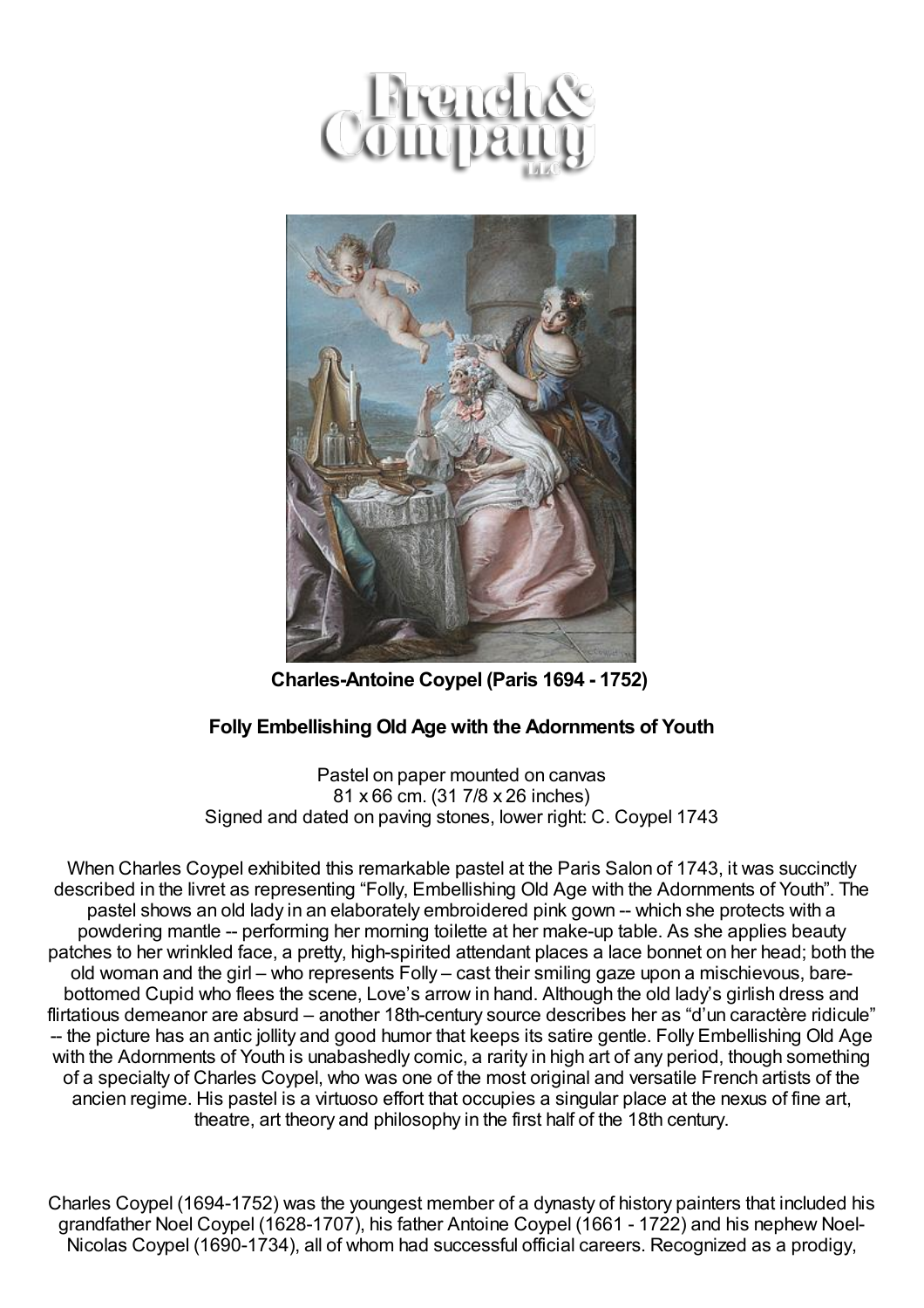French & Company LLC

**Charles-Antoine Coypel (Paris 1694 - 1752)**

**Folly Embellishing Old Age with the Adornments of Youth**

Pastel on paper mounted on canvas
81 x 66 cm. (31 7/8 x 26 inches)
Signed and dated on paving stones, lower right: C. Coypel 1743

When Charles Coypel exhibited this remarkable pastel at the Paris Salon of 1743, it was succinctly described in the livret as representing “Folly, Embellishing Old Age with the Adornments of Youth”. The pastel shows an old lady in an elaborately embroidered pink gown -- which she protects with a powdering mantle -- performing her morning toilette at her make-up table. As she applies beauty patches to her wrinkled face, a pretty, high-spirited attendant places a lace bonnet on her head; both the old woman and the girl – who represents Folly – cast their smiling gaze upon a mischievous, bare-bottomed Cupid who flees the scene, Love’s arrow in hand. Although the old lady’s girlish dress and flirtatious demeanor are absurd – another 18th-century source describes her as “d’un caractère ridicule” -- the picture has an antic jollity and good humor that keeps its satire gentle. Folly Embellishing Old Age with the Adornments of Youth is unabashedly comic, a rarity in high art of any period, though something of a specialty of Charles Coypel, who was one of the most original and versatile French artists of the ancien regime. His pastel is a virtuoso effort that occupies a singular place at the nexus of fine art, theatre, art theory and philosophy in the first half of the 18th century.

Charles Coypel (1694-1752) was the youngest member of a dynasty of history painters that included his grandfather Noel Coypel (1628-1707), his father Antoine Coypel (1661 - 1722) and his nephew Noel-Nicolas Coypel (1690-1734), all of whom had successful official careers. Recognized as a prodigy,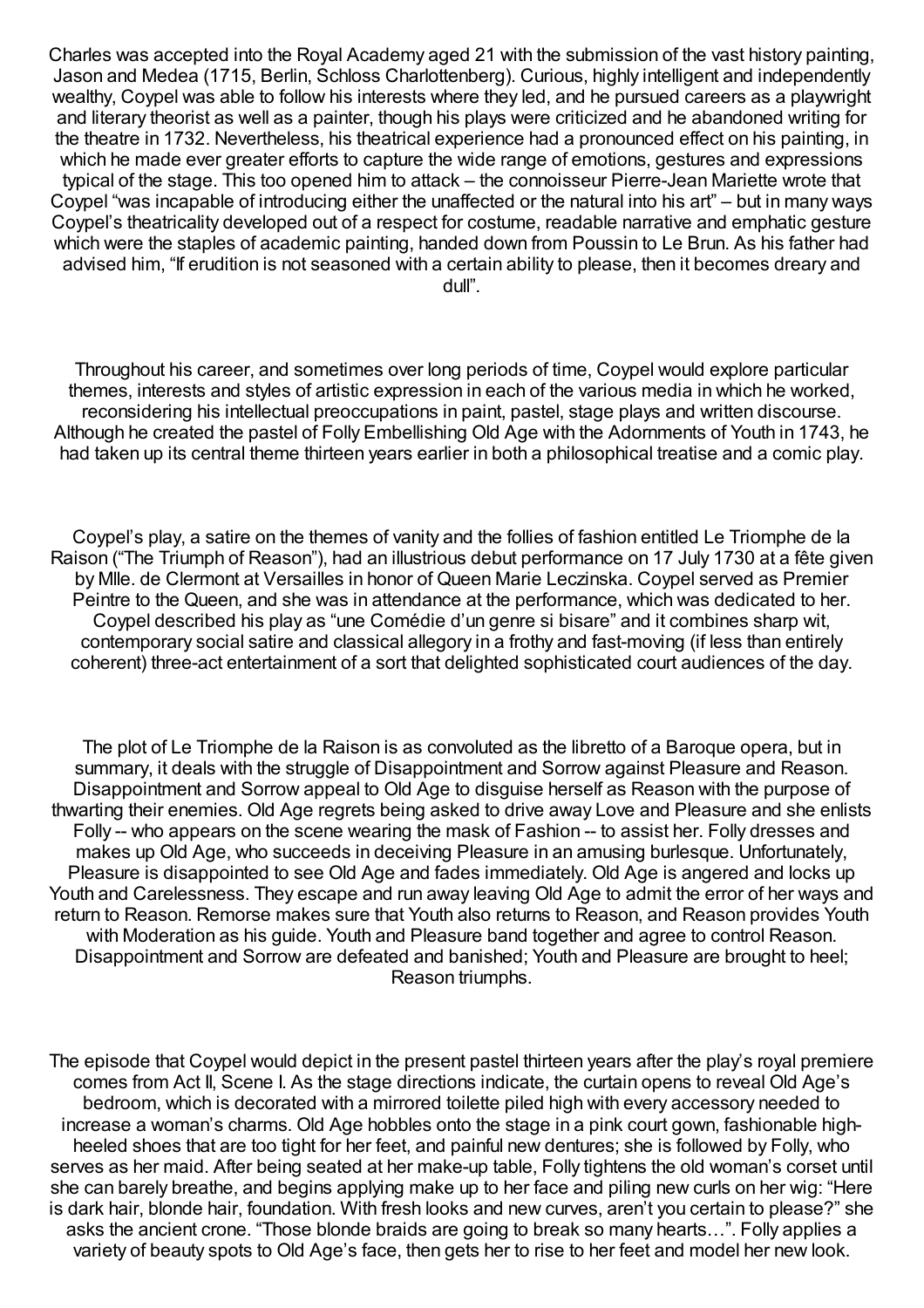Charles was accepted into the Royal Academy aged 21 with the submission of the vast history painting, Jason and Medea (1715, Berlin, Schloss Charlottenberg). Curious, highly intelligent and independently wealthy, Coypel was able to follow his interests where they led, and he pursued careers as a playwright and literary theorist as well as a painter, though his plays were criticized and he abandoned writing for the theatre in 1732. Nevertheless, his theatrical experience had a pronounced effect on his painting, in which he made ever greater efforts to capture the wide range of emotions, gestures and expressions typical of the stage. This too opened him to attack – the connoisseur Pierre-Jean Mariette wrote that Coypel "was incapable of introducing either the unaffected or the natural into his art" – but in many ways Coypel's theatricality developed out of a respect for costume, readable narrative and emphatic gesture which were the staples of academic painting, handed down from Poussin to Le Brun. As his father had advised him, "If erudition is not seasoned with a certain ability to please, then it becomes dreary and dull".

Throughout his career, and sometimes over long periods of time, Coypel would explore particular themes, interests and styles of artistic expression in each of the various media in which he worked, reconsidering his intellectual preoccupations in paint, pastel, stage plays and written discourse. Although he created the pastel of Folly Embellishing Old Age with the Adornments of Youth in 1743, he had taken up its central theme thirteen years earlier in both a philosophical treatise and a comic play.

Coypel's play, a satire on the themes of vanity and the follies of fashion entitled Le Triomphe de la Raison ("The Triumph of Reason"), had an illustrious debut performance on 17 July 1730 at a fête given by Mlle. de Clermont at Versailles in honor of Queen Marie Leczinska. Coypel served as Premier Peintre to the Queen, and she was in attendance at the performance, which was dedicated to her. Coypel described his play as "une Comédie d'un genre si bisare" and it combines sharp wit, contemporary social satire and classical allegory in a frothy and fast-moving (if less than entirely coherent) three-act entertainment of a sort that delighted sophisticated court audiences of the day.

The plot of Le Triomphe de la Raison is as convoluted as the libretto of a Baroque opera, but in summary, it deals with the struggle of Disappointment and Sorrow against Pleasure and Reason. Disappointment and Sorrow appeal to Old Age to disguise herself as Reason with the purpose of thwarting their enemies. Old Age regrets being asked to drive away Love and Pleasure and she enlists Folly -- who appears on the scene wearing the mask of Fashion -- to assist her. Folly dresses and makes up Old Age, who succeeds in deceiving Pleasure in an amusing burlesque. Unfortunately, Pleasure is disappointed to see Old Age and fades immediately. Old Age is angered and locks up Youth and Carelessness. They escape and run away leaving Old Age to admit the error of her ways and return to Reason. Remorse makes sure that Youth also returns to Reason, and Reason provides Youth with Moderation as his guide. Youth and Pleasure band together and agree to control Reason. Disappointment and Sorrow are defeated and banished; Youth and Pleasure are brought to heel; Reason triumphs.

The episode that Coypel would depict in the present pastel thirteen years after the play's royal premiere comes from Act II, Scene I. As the stage directions indicate, the curtain opens to reveal Old Age's bedroom, which is decorated with a mirrored toilette piled high with every accessory needed to increase a woman's charms. Old Age hobbles onto the stage in a pink court gown, fashionable high-heeled shoes that are too tight for her feet, and painful new dentures; she is followed by Folly, who serves as her maid. After being seated at her make-up table, Folly tightens the old woman's corset until she can barely breathe, and begins applying make up to her face and piling new curls on her wig: "Here is dark hair, blonde hair, foundation. With fresh looks and new curves, aren't you certain to please?" she asks the ancient crone. "Those blonde braids are going to break so many hearts…". Folly applies a variety of beauty spots to Old Age's face, then gets her to rise to her feet and model her new look.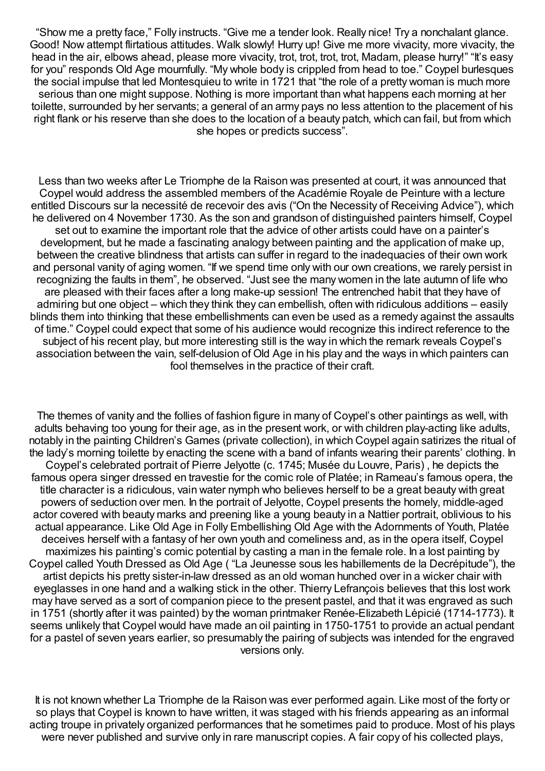"Show me a pretty face," Folly instructs. "Give me a tender look. Really nice! Try a nonchalant glance. Good! Now attempt flirtatious attitudes. Walk slowly! Hurry up! Give me more vivacity, more vivacity, the head in the air, elbows ahead, please more vivacity, trot, trot, trot, trot, Madam, please hurry!" "It's easy for you" responds Old Age mournfully. "My whole body is crippled from head to toe." Coypel burlesques the social impulse that led Montesquieu to write in 1721 that "the role of a pretty woman is much more serious than one might suppose. Nothing is more important than what happens each morning at her toilette, surrounded by her servants; a general of an army pays no less attention to the placement of his right flank or his reserve than she does to the location of a beauty patch, which can fail, but from which she hopes or predicts success".

Less than two weeks after Le Triomphe de la Raison was presented at court, it was announced that Coypel would address the assembled members of the Académie Royale de Peinture with a lecture entitled Discours sur la necessité de recevoir des avis ("On the Necessity of Receiving Advice"), which he delivered on 4 November 1730. As the son and grandson of distinguished painters himself, Coypel set out to examine the important role that the advice of other artists could have on a painter's development, but he made a fascinating analogy between painting and the application of make up, between the creative blindness that artists can suffer in regard to the inadequacies of their own work and personal vanity of aging women. "If we spend time only with our own creations, we rarely persist in recognizing the faults in them", he observed. "Just see the many women in the late autumn of life who are pleased with their faces after a long make-up session! The entrenched habit that they have of admiring but one object – which they think they can embellish, often with ridiculous additions – easily blinds them into thinking that these embellishments can even be used as a remedy against the assaults of time." Coypel could expect that some of his audience would recognize this indirect reference to the subject of his recent play, but more interesting still is the way in which the remark reveals Coypel's association between the vain, self-delusion of Old Age in his play and the ways in which painters can fool themselves in the practice of their craft.

The themes of vanity and the follies of fashion figure in many of Coypel's other paintings as well, with adults behaving too young for their age, as in the present work, or with children play-acting like adults, notably in the painting Children's Games (private collection), in which Coypel again satirizes the ritual of the lady's morning toilette by enacting the scene with a band of infants wearing their parents' clothing. In Coypel's celebrated portrait of Pierre Jelyotte (c. 1745; Musée du Louvre, Paris) , he depicts the famous opera singer dressed en travestie for the comic role of Platée; in Rameau's famous opera, the title character is a ridiculous, vain water nymph who believes herself to be a great beauty with great powers of seduction over men. In the portrait of Jelyotte, Coypel presents the homely, middle-aged actor covered with beauty marks and preening like a young beauty in a Nattier portrait, oblivious to his actual appearance. Like Old Age in Folly Embellishing Old Age with the Adornments of Youth, Platée deceives herself with a fantasy of her own youth and comeliness and, as in the opera itself, Coypel maximizes his painting's comic potential by casting a man in the female role. In a lost painting by Coypel called Youth Dressed as Old Age ( "La Jeunesse sous les habillements de la Decrépitude"), the artist depicts his pretty sister-in-law dressed as an old woman hunched over in a wicker chair with eyeglasses in one hand and a walking stick in the other. Thierry Lefrançois believes that this lost work may have served as a sort of companion piece to the present pastel, and that it was engraved as such in 1751 (shortly after it was painted) by the woman printmaker Renée-Elizabeth Lépicié (1714-1773). It seems unlikely that Coypel would have made an oil painting in 1750-1751 to provide an actual pendant for a pastel of seven years earlier, so presumably the pairing of subjects was intended for the engraved versions only.

It is not known whether La Triomphe de la Raison was ever performed again. Like most of the forty or so plays that Coypel is known to have written, it was staged with his friends appearing as an informal acting troupe in privately organized performances that he sometimes paid to produce. Most of his plays were never published and survive only in rare manuscript copies. A fair copy of his collected plays,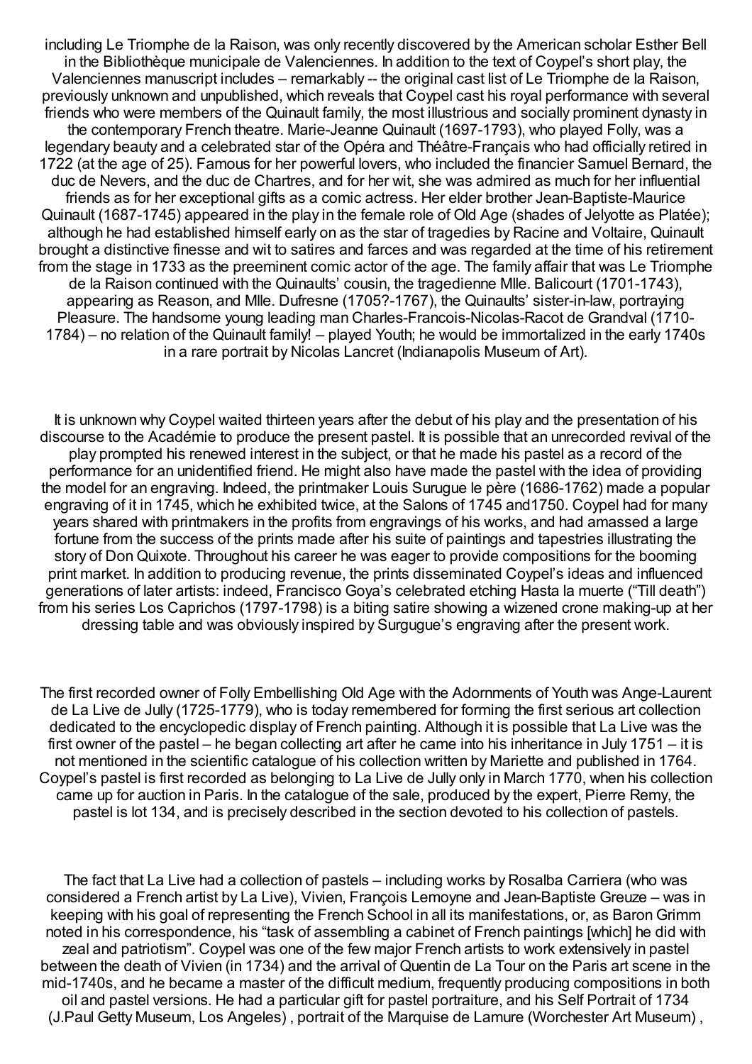including Le Triomphe de la Raison, was only recently discovered by the American scholar Esther Bell in the Bibliothèque municipale de Valenciennes. In addition to the text of Coypel's short play, the Valenciennes manuscript includes – remarkably -- the original cast list of Le Triomphe de la Raison, previously unknown and unpublished, which reveals that Coypel cast his royal performance with several friends who were members of the Quinault family, the most illustrious and socially prominent dynasty in the contemporary French theatre. Marie-Jeanne Quinault (1697-1793), who played Folly, was a legendary beauty and a celebrated star of the Opéra and Théâtre-Français who had officially retired in 1722 (at the age of 25). Famous for her powerful lovers, who included the financier Samuel Bernard, the duc de Nevers, and the duc de Chartres, and for her wit, she was admired as much for her influential friends as for her exceptional gifts as a comic actress. Her elder brother Jean-Baptiste-Maurice Quinault (1687-1745) appeared in the play in the female role of Old Age (shades of Jelyotte as Platée); although he had established himself early on as the star of tragedies by Racine and Voltaire, Quinault brought a distinctive finesse and wit to satires and farces and was regarded at the time of his retirement from the stage in 1733 as the preeminent comic actor of the age. The family affair that was Le Triomphe de la Raison continued with the Quinaults' cousin, the tragedienne Mlle. Balicourt (1701-1743), appearing as Reason, and Mlle. Dufresne (1705?-1767), the Quinaults' sister-in-law, portraying Pleasure. The handsome young leading man Charles-Francois-Nicolas-Racot de Grandval (1710-1784) – no relation of the Quinault family! – played Youth; he would be immortalized in the early 1740s in a rare portrait by Nicolas Lancret (Indianapolis Museum of Art).

It is unknown why Coypel waited thirteen years after the debut of his play and the presentation of his discourse to the Académie to produce the present pastel. It is possible that an unrecorded revival of the play prompted his renewed interest in the subject, or that he made his pastel as a record of the performance for an unidentified friend. He might also have made the pastel with the idea of providing the model for an engraving. Indeed, the printmaker Louis Surugue le père (1686-1762) made a popular engraving of it in 1745, which he exhibited twice, at the Salons of 1745 and1750. Coypel had for many years shared with printmakers in the profits from engravings of his works, and had amassed a large fortune from the success of the prints made after his suite of paintings and tapestries illustrating the story of Don Quixote. Throughout his career he was eager to provide compositions for the booming print market. In addition to producing revenue, the prints disseminated Coypel's ideas and influenced generations of later artists: indeed, Francisco Goya's celebrated etching Hasta la muerte ("Till death") from his series Los Caprichos (1797-1798) is a biting satire showing a wizened crone making-up at her dressing table and was obviously inspired by Surgugue's engraving after the present work.

The first recorded owner of Folly Embellishing Old Age with the Adornments of Youth was Ange-Laurent de La Live de Jully (1725-1779), who is today remembered for forming the first serious art collection dedicated to the encyclopedic display of French painting. Although it is possible that La Live was the first owner of the pastel – he began collecting art after he came into his inheritance in July 1751 – it is not mentioned in the scientific catalogue of his collection written by Mariette and published in 1764. Coypel's pastel is first recorded as belonging to La Live de Jully only in March 1770, when his collection came up for auction in Paris. In the catalogue of the sale, produced by the expert, Pierre Remy, the pastel is lot 134, and is precisely described in the section devoted to his collection of pastels.

The fact that La Live had a collection of pastels – including works by Rosalba Carriera (who was considered a French artist by La Live), Vivien, François Lemoyne and Jean-Baptiste Greuze – was in keeping with his goal of representing the French School in all its manifestations, or, as Baron Grimm noted in his correspondence, his "task of assembling a cabinet of French paintings [which] he did with zeal and patriotism". Coypel was one of the few major French artists to work extensively in pastel between the death of Vivien (in 1734) and the arrival of Quentin de La Tour on the Paris art scene in the mid-1740s, and he became a master of the difficult medium, frequently producing compositions in both oil and pastel versions. He had a particular gift for pastel portraiture, and his Self Portrait of 1734 (J.Paul Getty Museum, Los Angeles) , portrait of the Marquise de Lamure (Worchester Art Museum) ,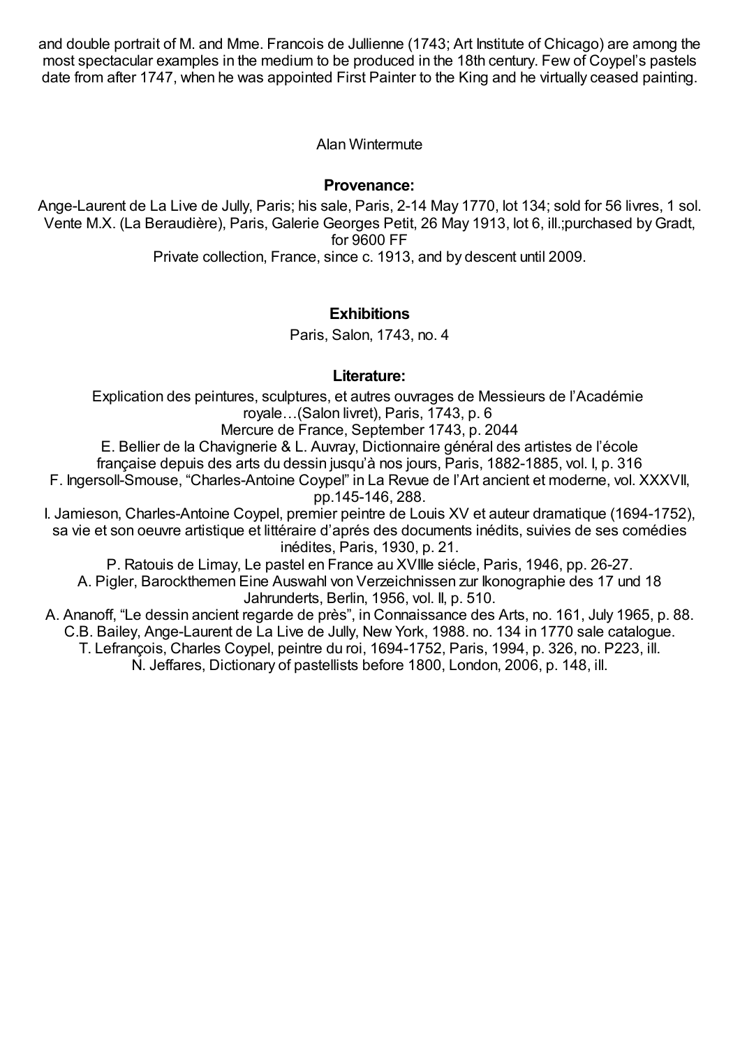and double portrait of M. and Mme. Francois de Jullienne (1743; Art Institute of Chicago) are among the most spectacular examples in the medium to be produced in the 18th century. Few of Coypel's pastels date from after 1747, when he was appointed First Painter to the King and he virtually ceased painting.

Alan Wintermute

**Provenance:**

Ange-Laurent de La Live de Jully, Paris; his sale, Paris, 2-14 May 1770, lot 134; sold for 56 livres, 1 sol.
Vente M.X. (La Beraudière), Paris, Galerie Georges Petit, 26 May 1913, lot 6, ill.;purchased by Gradt, for 9600 FF
Private collection, France, since c. 1913, and by descent until 2009.

**Exhibitions**

Paris, Salon, 1743, no. 4

**Literature:**

Explication des peintures, sculptures, et autres ouvrages de Messieurs de l'Académie royale…(Salon livret), Paris, 1743, p. 6
Mercure de France, September 1743, p. 2044
E. Bellier de la Chavignerie & L. Auvray, Dictionnaire général des artistes de l'école française depuis des arts du dessin jusqu'à nos jours, Paris, 1882-1885, vol. I, p. 316
F. Ingersoll-Smouse, "Charles-Antoine Coypel" in La Revue de l'Art ancient et moderne, vol. XXXVII, pp.145-146, 288.
I. Jamieson, Charles-Antoine Coypel, premier peintre de Louis XV et auteur dramatique (1694-1752), sa vie et son oeuvre artistique et littéraire d'aprés des documents inédits, suivies de ses comédies inédites, Paris, 1930, p. 21.
P. Ratouis de Limay, Le pastel en France au XVIIIe siécle, Paris, 1946, pp. 26-27.
A. Pigler, Barockthemen Eine Auswahl von Verzeichnissen zur Ikonographie des 17 und 18 Jahrunderts, Berlin, 1956, vol. II, p. 510.
A. Ananoff, "Le dessin ancient regarde de près", in Connaissance des Arts, no. 161, July 1965, p. 88.
C.B. Bailey, Ange-Laurent de La Live de Jully, New York, 1988. no. 134 in 1770 sale catalogue.
T. Lefrançois, Charles Coypel, peintre du roi, 1694-1752, Paris, 1994, p. 326, no. P223, ill.
N. Jeffares, Dictionary of pastellists before 1800, London, 2006, p. 148, ill.